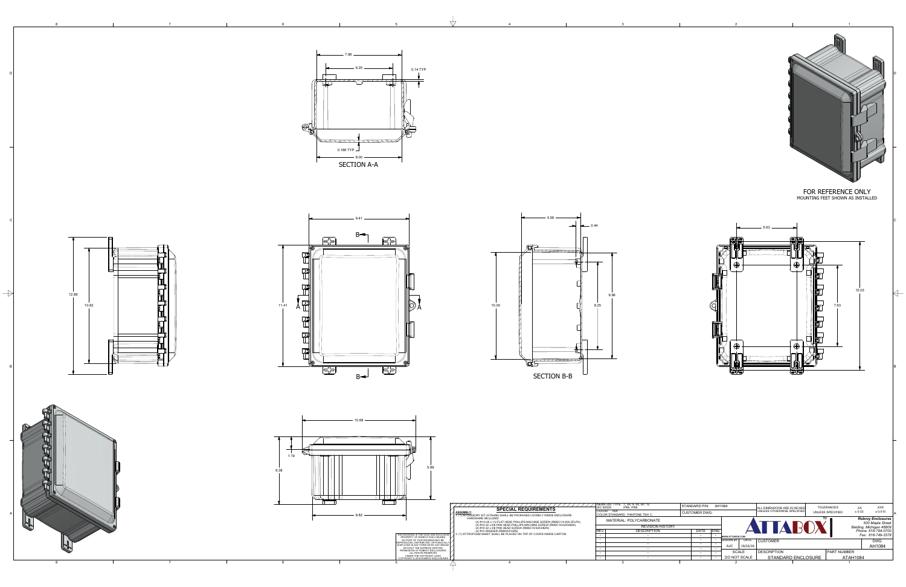SECTION A-A

SECTION B-B

FOR REFERENCE ONLY
MOUNTING FEET SHOWN AS INSTALLED

## SPECIAL REQUIREMENTS

**ASSEMBLY:**

1. (1) ACCESSORY KIT (ATAHMC) SHALL BE PACKAGED LOOSELY INSIDE ENCLOSURE
   HARDWARE INCLUDED:
   - (4) #10-24 x 1/2 FLAT HEAD PHILLIPS MACHINE SCREW (RMSC1/4-20X.5FLPH)
   - (4) #10-32 x 3/8 PAN HEAD PHILLIPS MACHINE SCREW (RMSC10/32X38SS)
   - (4) #10-32 x 3/8 PAN HEAD SCREW (RMSC10/32X3/8ZN)
   - (4) #10 WASHER (RMWAS10ZN)
2. (1) STYROFOAM SHEET SHALL BE PLACED ON TOP OF COVER INSIDE CARTON

THIS DRAWING IS THE SOLE AND EXCLUSIVE PROPERTY OF ROBROY ENCLOSURES. NO PART OF THIS DRAWING MAY BE REPRODUCED, DISTRIBUTED, OR PUBLICALLY DISPLAYED IN ANY FORM OR BY ANY MEANS WITHOUT THE EXPRESS WRITTEN PERMISSION OF ROBROY ENCLOSURES. ALL RIGHTS RESERVED UNDER THE COPYRIGHT LAWS. COPYRIGHT © 2016 ROBROY ENCLOSURES

NEMA 250: TYPE 1, 3R, 4, 4X, 6P, 12
IEC 60529: IP66, IP68
COLOR: N/A
COLOR STANDARD: PANTONE 7541 C

MATERIAL: POLYCARBONATE

| STANDARD P/N: | AH1084 |
|---|---|
| CUSTOMER DWG: | |

REVISION HISTORY

| REV | DESCRIPTION | DATE | ENG |
|---|---|---|---|
| - | - | - | - |
| - | - | - | - |
| - | - | - | - |
| - | - | - | - |
| - | - | - | - |

ALL DIMENSIONS ARE IN INCHES UNLESS OTHERWISE SPECIFIED

| TOLERANCES UNLESS SPECIFIED | .XX | .XXX |
|---|---|---|
| | ± 0.03 | ± 0.010 |

ATTABOX™

**Robroy Enclosures**
*505 Maple Street*
*Belding, Michigan 48809*
*Phone: 616-794-0700*
*Fax: 616-749-3378*

WWW.ATTABOX.COM

| DRAWN BY | DATE | CUSTOMER | | DWG |
|---|---|---|---|---|
| AJC | 10/22/16 | | | AH1084 |
| SCALE | DO NOT SCALE | DESCRIPTION | STANDARD ENCLOSURE | PART NUMBER: ATAH1084 |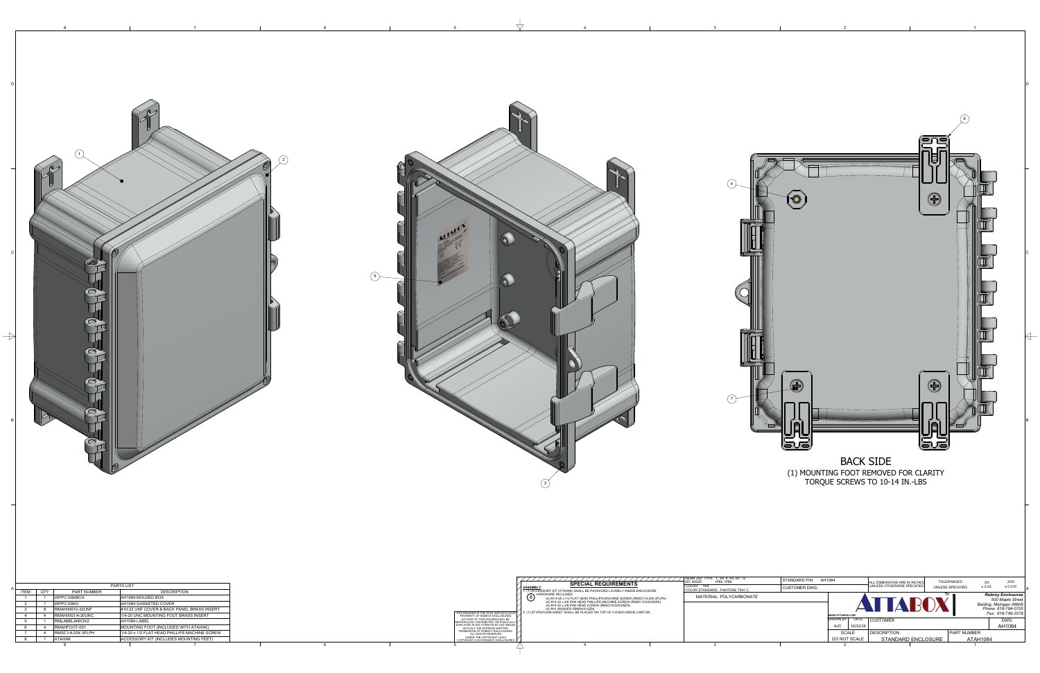BACK SIDE

(1) MOUNTING FOOT REMOVED FOR CLARITY

TORQUE SCREWS TO 10-14 IN.-LBS

| PARTS LIST | | | |
|---|---|---|---|
| ITEM | QTY | PART NUMBER | DESCRIPTION |
| 1 | 1 | WPPC1084BOX | AH1084 MOLDED BOX |
| 2 | 1 | WPPC1084U | AH1084 GASKETED COVER |
| 3 | 8 | RMAHINS10-32UNF | #10-32 UNF COVER & BACK PANEL BRASS INSERT |
| 4 | 4 | RMAHINS1/4-20UNC | 1/4-20 UNC MOUNTING FOOT BRASS INSERT |
| 5 | 1 | RMLABBLANK3X2 | AH1084 LABEL |
| 6 | 4 | RMAHFOOT-001 | MOUNTING FOOT (INCLUDED WITH ATAHAK) |
| 7 | 4 | RMSC1/4-20X.5FLPH | 1/4-20 x 1/2 FLAT HEAD PHILLIPS MACHINE SCREW |
| 8 | 1 | ATAHAK | ACCESSORY KIT (INCLUDES MOUNTING FEET) |

THIS DRAWING IS THE SOLE AND EXCLUSIVE PROPERTY OF ROBROY ENCLOSURES. NO PART OF THIS DRAWING MAY BE REPRODUCED, DISTRIBUTED, OR PUBLICALLY DISPLAYED IN ANY FORM OR BY ANY MEANS WITHOUT THE EXPRESS WRITTEN PERMISSION OF ROBROY ENCLOSURES. ALL RIGHTS RESERVED UNDER THE COPYRIGHT LAWS. COPYRIGHT © 2016 ROBROY ENCLOSURES

## SPECIAL REQUIREMENTS

ASSEMBLY:

1. (1) ACCESSORY KIT (ATAHAK) SHALL BE PACKAGED LOOSELY INSIDE ENCLOSURE
   8 HARDWARE INCLUDED
   - (4) #1/4-20 x 1/2 FLAT HEAD PHILLIPS MACHINE SCREW (RMSC1/4-20X.5FLPH)
   - (4) #10-32 x 3/8 PAN HEAD PHILLIPS MACHINE SCREW (RMSC10/32X5/8SS)
   - (4) #10-12 x 3/8 PAN HEAD SCREW (RMSC10/32X3/8ZN)
   - (4) #10 WASHER (RMWAS10ZN)
2. (1) STYROFOAM SHEET SHALL BE PLACED ON TOP OF COVER INSIDE CARTON

NEMA 250: TYPE 1, 3R, 4, 4X, 6P, 12
IEC 60529: IP66, IP68
COLOR: N/A
COLOR STANDARD: PANTONE 7541 C
MATERIAL: POLYCARBONATE

STANDARD P/N: AH1084
CUSTOMER DWG:

ALL DIMENSIONS ARE IN INCHES UNLESS OTHERWISE SPECIFIED

TOLERANCES UNLESS SPECIFIED: .XX ± 0.03, .XXX ± 0.010

ATTABOX™ — WWW.ATTABOX.COM

**Robroy Enclosures**
505 Maple Street
Belding, Michigan 48809
Phone: 616-794-0700
Fax: 616-749-3378

| DRAWN BY | DATE | CUSTOMER | | DWG |
|---|---|---|---|---|
| AJC | 10/22/16 | | | AH1084 |
| SCALE | | DESCRIPTION | PART NUMBER | |
| DO NOT SCALE | | STANDARD ENCLOSURE | ATAH1084 | |